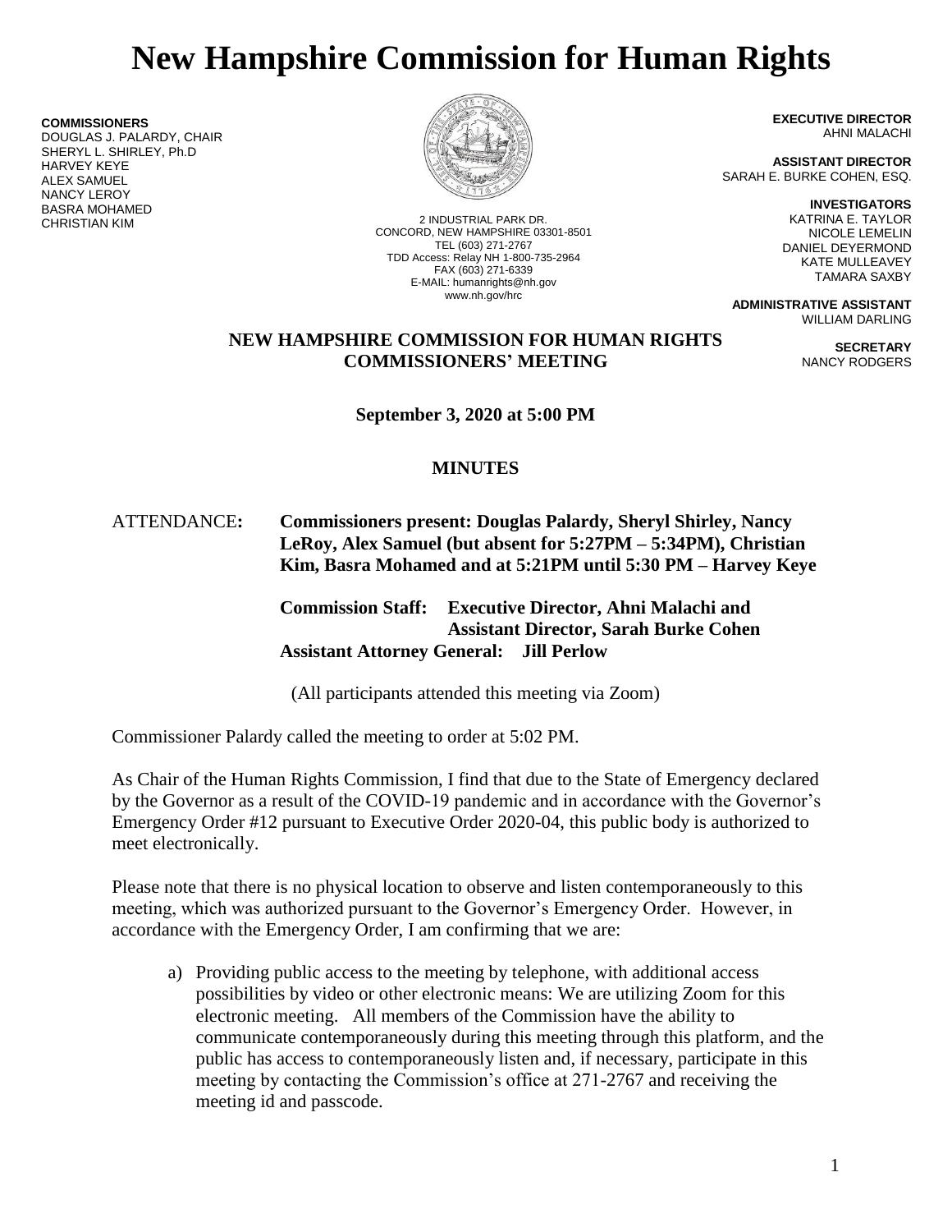# New Hampshire Commission for Human Rights

**COMMISSIONERS**
DOUGLAS J. PALARDY, CHAIR
SHERYL L. SHIRLEY, Ph.D
HARVEY KEYE
ALEX SAMUEL
NANCY LEROY
BASRA MOHAMED
CHRISTIAN KIM

2 INDUSTRIAL PARK DR.
CONCORD, NEW HAMPSHIRE 03301-8501
TEL (603) 271-2767
TDD Access: Relay NH 1-800-735-2964
FAX (603) 271-6339
E-MAIL: humanrights@nh.gov
www.nh.gov/hrc

**EXECUTIVE DIRECTOR**
AHNI MALACHI

**ASSISTANT DIRECTOR**
SARAH E. BURKE COHEN, ESQ.

**INVESTIGATORS**
KATRINA E. TAYLOR
NICOLE LEMELIN
DANIEL DEYERMOND
KATE MULLEAVEY
TAMARA SAXBY

**ADMINISTRATIVE ASSISTANT**
WILLIAM DARLING

**SECRETARY**
NANCY RODGERS

## NEW HAMPSHIRE COMMISSION FOR HUMAN RIGHTS COMMISSIONERS' MEETING

**September 3, 2020 at 5:00 PM**

**MINUTES**

ATTENDANCE: **Commissioners present: Douglas Palardy, Sheryl Shirley, Nancy LeRoy, Alex Samuel (but absent for 5:27PM – 5:34PM), Christian Kim, Basra Mohamed and at 5:21PM until 5:30 PM – Harvey Keye**

**Commission Staff: Executive Director, Ahni Malachi and Assistant Director, Sarah Burke Cohen**
**Assistant Attorney General: Jill Perlow**

(All participants attended this meeting via Zoom)

Commissioner Palardy called the meeting to order at 5:02 PM.

As Chair of the Human Rights Commission, I find that due to the State of Emergency declared by the Governor as a result of the COVID-19 pandemic and in accordance with the Governor's Emergency Order #12 pursuant to Executive Order 2020-04, this public body is authorized to meet electronically.

Please note that there is no physical location to observe and listen contemporaneously to this meeting, which was authorized pursuant to the Governor's Emergency Order. However, in accordance with the Emergency Order, I am confirming that we are:

a) Providing public access to the meeting by telephone, with additional access possibilities by video or other electronic means: We are utilizing Zoom for this electronic meeting. All members of the Commission have the ability to communicate contemporaneously during this meeting through this platform, and the public has access to contemporaneously listen and, if necessary, participate in this meeting by contacting the Commission's office at 271-2767 and receiving the meeting id and passcode.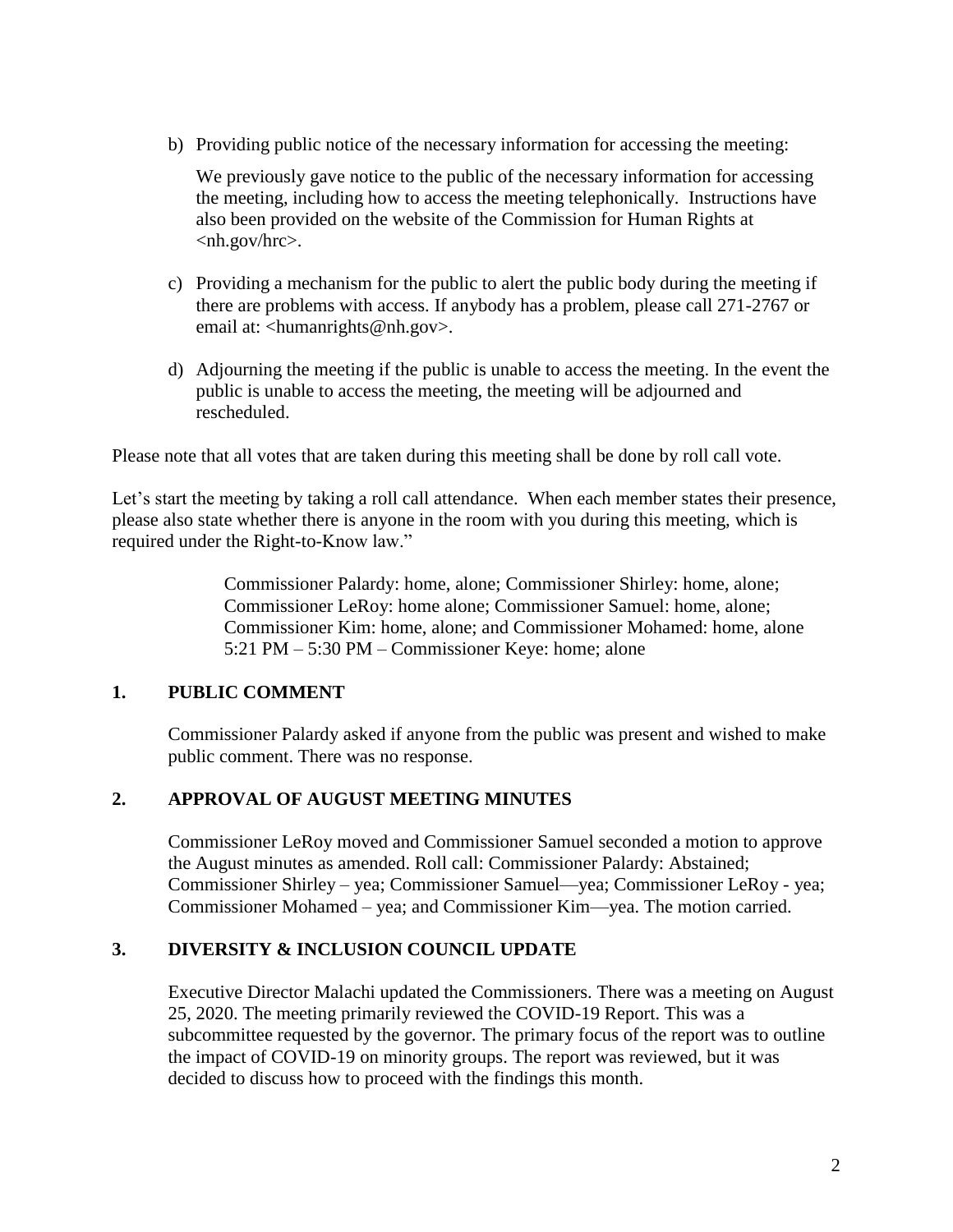b) Providing public notice of the necessary information for accessing the meeting:

   We previously gave notice to the public of the necessary information for accessing the meeting, including how to access the meeting telephonically. Instructions have also been provided on the website of the Commission for Human Rights at <nh.gov/hrc>.

c) Providing a mechanism for the public to alert the public body during the meeting if there are problems with access. If anybody has a problem, please call 271-2767 or email at: <humanrights@nh.gov>.

d) Adjourning the meeting if the public is unable to access the meeting. In the event the public is unable to access the meeting, the meeting will be adjourned and rescheduled.

Please note that all votes that are taken during this meeting shall be done by roll call vote.

Let's start the meeting by taking a roll call attendance. When each member states their presence, please also state whether there is anyone in the room with you during this meeting, which is required under the Right-to-Know law."

> Commissioner Palardy: home, alone; Commissioner Shirley: home, alone; Commissioner LeRoy: home alone; Commissioner Samuel: home, alone; Commissioner Kim: home, alone; and Commissioner Mohamed: home, alone
> 5:21 PM – 5:30 PM – Commissioner Keye: home; alone

## 1. PUBLIC COMMENT

Commissioner Palardy asked if anyone from the public was present and wished to make public comment. There was no response.

## 2. APPROVAL OF AUGUST MEETING MINUTES

Commissioner LeRoy moved and Commissioner Samuel seconded a motion to approve the August minutes as amended. Roll call: Commissioner Palardy: Abstained; Commissioner Shirley – yea; Commissioner Samuel—yea; Commissioner LeRoy - yea; Commissioner Mohamed – yea; and Commissioner Kim—yea. The motion carried.

## 3. DIVERSITY & INCLUSION COUNCIL UPDATE

Executive Director Malachi updated the Commissioners. There was a meeting on August 25, 2020. The meeting primarily reviewed the COVID-19 Report. This was a subcommittee requested by the governor. The primary focus of the report was to outline the impact of COVID-19 on minority groups. The report was reviewed, but it was decided to discuss how to proceed with the findings this month.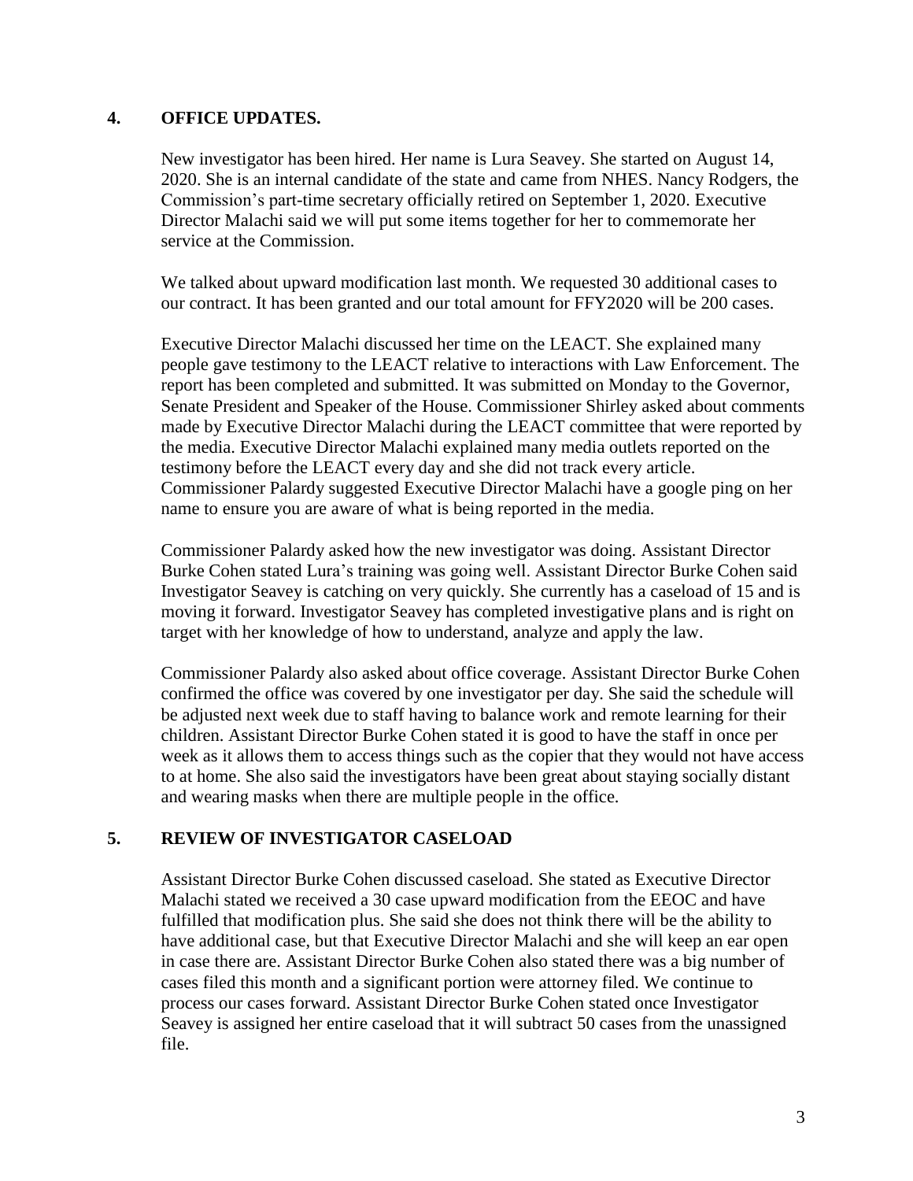## 4. OFFICE UPDATES.

New investigator has been hired. Her name is Lura Seavey. She started on August 14, 2020. She is an internal candidate of the state and came from NHES. Nancy Rodgers, the Commission's part-time secretary officially retired on September 1, 2020. Executive Director Malachi said we will put some items together for her to commemorate her service at the Commission.

We talked about upward modification last month. We requested 30 additional cases to our contract. It has been granted and our total amount for FFY2020 will be 200 cases.

Executive Director Malachi discussed her time on the LEACT. She explained many people gave testimony to the LEACT relative to interactions with Law Enforcement. The report has been completed and submitted. It was submitted on Monday to the Governor, Senate President and Speaker of the House. Commissioner Shirley asked about comments made by Executive Director Malachi during the LEACT committee that were reported by the media. Executive Director Malachi explained many media outlets reported on the testimony before the LEACT every day and she did not track every article. Commissioner Palardy suggested Executive Director Malachi have a google ping on her name to ensure you are aware of what is being reported in the media.

Commissioner Palardy asked how the new investigator was doing. Assistant Director Burke Cohen stated Lura's training was going well. Assistant Director Burke Cohen said Investigator Seavey is catching on very quickly. She currently has a caseload of 15 and is moving it forward. Investigator Seavey has completed investigative plans and is right on target with her knowledge of how to understand, analyze and apply the law.

Commissioner Palardy also asked about office coverage. Assistant Director Burke Cohen confirmed the office was covered by one investigator per day. She said the schedule will be adjusted next week due to staff having to balance work and remote learning for their children. Assistant Director Burke Cohen stated it is good to have the staff in once per week as it allows them to access things such as the copier that they would not have access to at home. She also said the investigators have been great about staying socially distant and wearing masks when there are multiple people in the office.

## 5. REVIEW OF INVESTIGATOR CASELOAD

Assistant Director Burke Cohen discussed caseload. She stated as Executive Director Malachi stated we received a 30 case upward modification from the EEOC and have fulfilled that modification plus. She said she does not think there will be the ability to have additional case, but that Executive Director Malachi and she will keep an ear open in case there are. Assistant Director Burke Cohen also stated there was a big number of cases filed this month and a significant portion were attorney filed. We continue to process our cases forward. Assistant Director Burke Cohen stated once Investigator Seavey is assigned her entire caseload that it will subtract 50 cases from the unassigned file.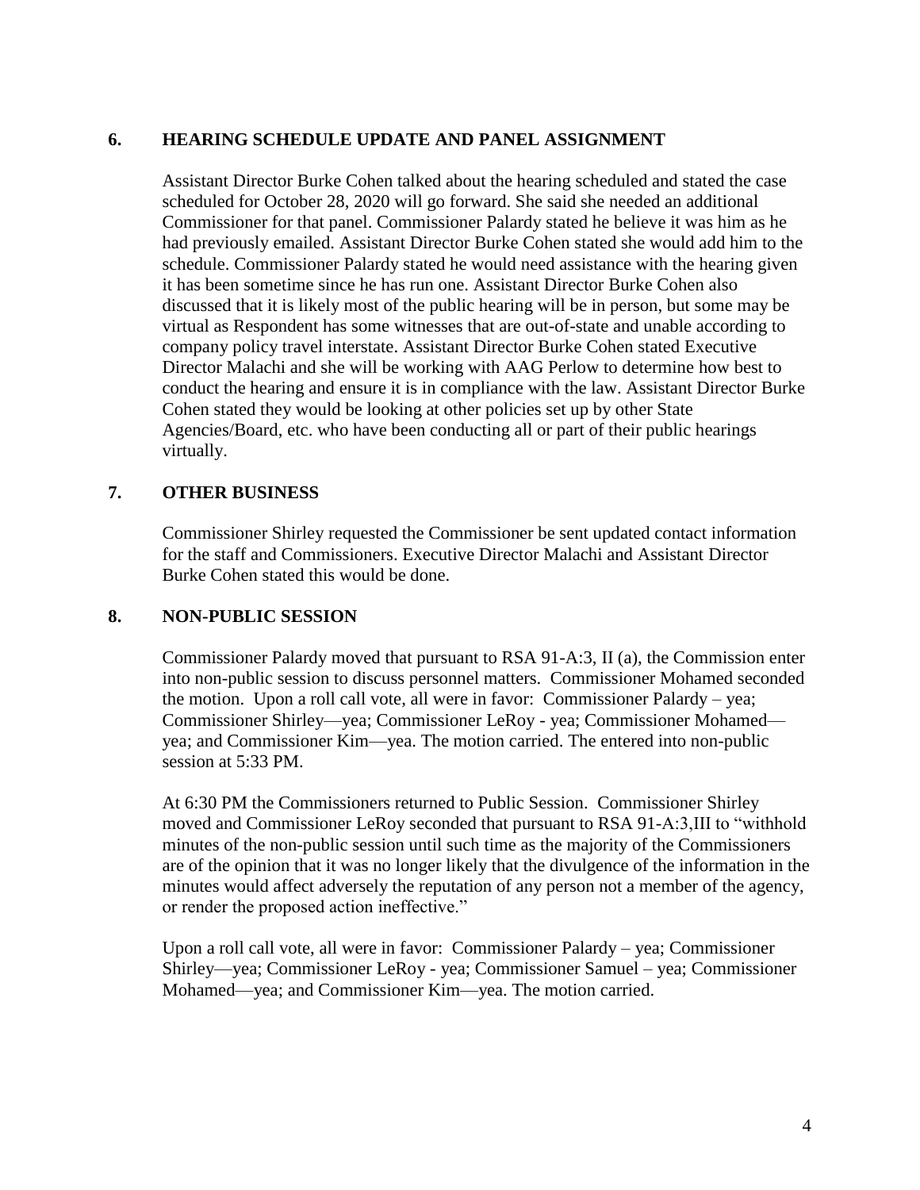## 6. HEARING SCHEDULE UPDATE AND PANEL ASSIGNMENT

Assistant Director Burke Cohen talked about the hearing scheduled and stated the case scheduled for October 28, 2020 will go forward. She said she needed an additional Commissioner for that panel. Commissioner Palardy stated he believe it was him as he had previously emailed. Assistant Director Burke Cohen stated she would add him to the schedule. Commissioner Palardy stated he would need assistance with the hearing given it has been sometime since he has run one. Assistant Director Burke Cohen also discussed that it is likely most of the public hearing will be in person, but some may be virtual as Respondent has some witnesses that are out-of-state and unable according to company policy travel interstate. Assistant Director Burke Cohen stated Executive Director Malachi and she will be working with AAG Perlow to determine how best to conduct the hearing and ensure it is in compliance with the law. Assistant Director Burke Cohen stated they would be looking at other policies set up by other State Agencies/Board, etc. who have been conducting all or part of their public hearings virtually.

## 7. OTHER BUSINESS

Commissioner Shirley requested the Commissioner be sent updated contact information for the staff and Commissioners. Executive Director Malachi and Assistant Director Burke Cohen stated this would be done.

## 8. NON-PUBLIC SESSION

Commissioner Palardy moved that pursuant to RSA 91-A:3, II (a), the Commission enter into non-public session to discuss personnel matters. Commissioner Mohamed seconded the motion. Upon a roll call vote, all were in favor: Commissioner Palardy – yea; Commissioner Shirley—yea; Commissioner LeRoy - yea; Commissioner Mohamed—yea; and Commissioner Kim—yea. The motion carried. The entered into non-public session at 5:33 PM.

At 6:30 PM the Commissioners returned to Public Session. Commissioner Shirley moved and Commissioner LeRoy seconded that pursuant to RSA 91-A:3,III to "withhold minutes of the non-public session until such time as the majority of the Commissioners are of the opinion that it was no longer likely that the divulgence of the information in the minutes would affect adversely the reputation of any person not a member of the agency, or render the proposed action ineffective."

Upon a roll call vote, all were in favor: Commissioner Palardy – yea; Commissioner Shirley—yea; Commissioner LeRoy - yea; Commissioner Samuel – yea; Commissioner Mohamed—yea; and Commissioner Kim—yea. The motion carried.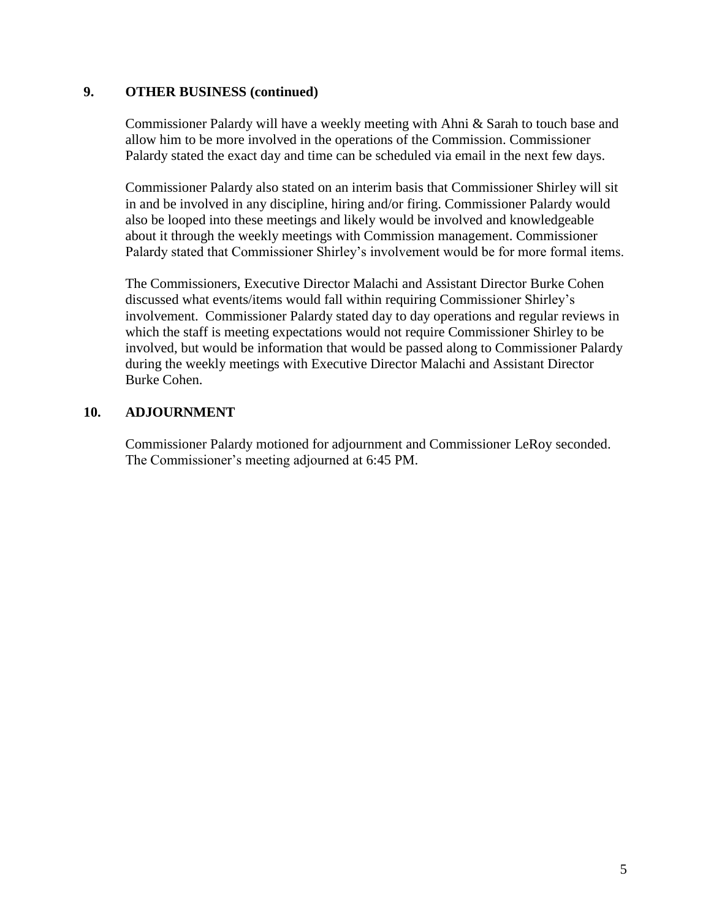## 9. OTHER BUSINESS (continued)

Commissioner Palardy will have a weekly meeting with Ahni & Sarah to touch base and allow him to be more involved in the operations of the Commission. Commissioner Palardy stated the exact day and time can be scheduled via email in the next few days.

Commissioner Palardy also stated on an interim basis that Commissioner Shirley will sit in and be involved in any discipline, hiring and/or firing. Commissioner Palardy would also be looped into these meetings and likely would be involved and knowledgeable about it through the weekly meetings with Commission management. Commissioner Palardy stated that Commissioner Shirley's involvement would be for more formal items.

The Commissioners, Executive Director Malachi and Assistant Director Burke Cohen discussed what events/items would fall within requiring Commissioner Shirley's involvement. Commissioner Palardy stated day to day operations and regular reviews in which the staff is meeting expectations would not require Commissioner Shirley to be involved, but would be information that would be passed along to Commissioner Palardy during the weekly meetings with Executive Director Malachi and Assistant Director Burke Cohen.

## 10. ADJOURNMENT

Commissioner Palardy motioned for adjournment and Commissioner LeRoy seconded. The Commissioner's meeting adjourned at 6:45 PM.